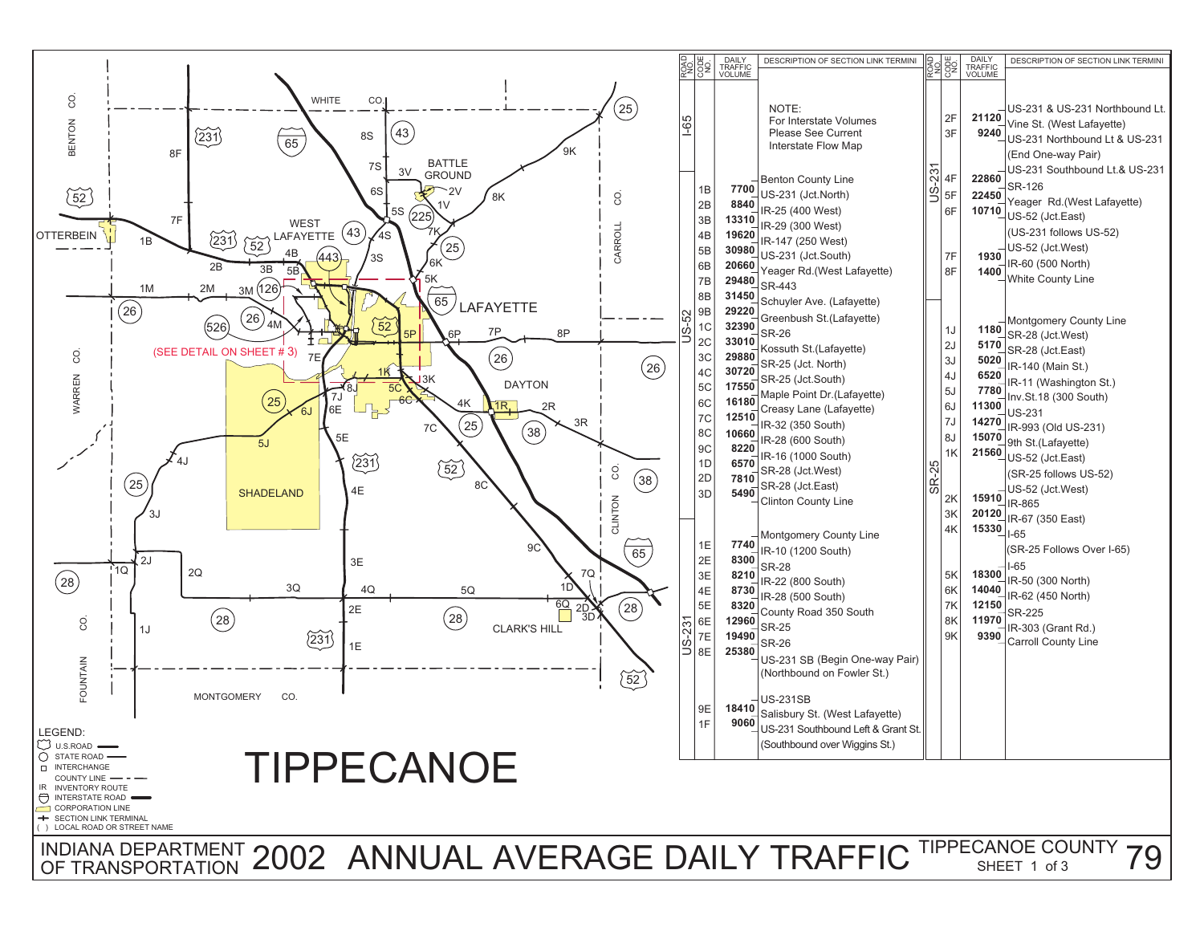# INDIANA DEPARTMENT OF TRANSPORTATION 2002 ANNUAL AVERAGE DAILY TRAFFIC

## TIPPECANOE COUNTY

| ROAD NO. | CODE NO. | DAILY TRAFFIC VOLUME | DESCRIPTION OF SECTION LINK TERMINI |
|---|---|---|---|
| I-65 | | | NOTE: For Interstate Volumes Please See Current Interstate Flow Map |
| US-52 | | | Benton County Line |
| | 1B | 7700 | US-231 (Jct.North) |
| | 2B | 8840 | IR-25 (400 West) |
| | 3B | 13310 | IR-29 (300 West) |
| | 4B | 19620 | IR-147 (250 West) |
| | 5B | 30980 | US-231 (Jct.South) |
| | 6B | 20660 | Yeager Rd.(West Lafayette) |
| | 7B | 29480 | SR-443 |
| | 8B | 31450 | Schuyler Ave. (Lafayette) |
| | 9B | 29220 | Greenbush St.(Lafayette) |
| | 1C | 32390 | SR-26 |
| | 2C | 33010 | Kossuth St.(Lafayette) |
| | 3C | 29880 | SR-25 (Jct. North) |
| | 4C | 30720 | SR-25 (Jct.South) |
| | 5C | 17550 | Maple Point Dr.(Lafayette) |
| | 6C | 16180 | Creasy Lane (Lafayette) |
| | 7C | 12510 | IR-32 (350 South) |
| | 8C | 10660 | IR-28 (600 South) |
| | 9C | 8220 | IR-16 (1000 South) |
| | 1D | 6570 | SR-28 (Jct.West) |
| | 2D | 7810 | SR-28 (Jct.East) |
| | 3D | 5490 | Clinton County Line |
| US-231 | | | Montgomery County Line |
| | 1E | 7740 | IR-10 (1200 South) |
| | 2E | 8300 | SR-28 |
| | 3E | 8210 | IR-22 (800 South) |
| | 4E | 8730 | IR-28 (500 South) |
| | 5E | 8320 | County Road 350 South |
| | 6E | 12960 | SR-25 |
| | 7E | 19490 | SR-26 |
| | 8E | 25380 | US-231 SB (Begin One-way Pair) (Northbound on Fowler St.) |
| | | | US-231SB |
| | 9E | 18410 | Salisbury St. (West Lafayette) |
| | 1F | 9060 | US-231 Southbound Left & Grant St. (Southbound over Wiggins St.) |
| | | | US-231 & US-231 Northbound Lt. |
| | 2F | 21120 | Vine St. (West Lafayette) |
| | 3F | 9240 | US-231 Northbound Lt & US-231 (End One-way Pair) |
| | | | US-231 Southbound Lt.& US-231 |
| | 4F | 22860 | SR-126 |
| | 5F | 22450 | Yeager Rd.(West Lafayette) |
| | 6F | 10710 | US-52 (Jct.East) (US-231 follows US-52) |
| | | | US-52 (Jct.West) |
| | 7F | 1930 | IR-60 (500 North) |
| | 8F | 1400 | White County Line |
| SR-25 | | | Montgomery County Line |
| | 1J | 1180 | SR-28 (Jct.West) |
| | 2J | 5170 | SR-28 (Jct.East) |
| | 3J | 5020 | IR-140 (Main St.) |
| | 4J | 6520 | IR-11 (Washington St.) |
| | 5J | 7780 | Inv.St.18 (300 South) |
| | 6J | 11300 | US-231 |
| | 7J | 14270 | IR-993 (Old US-231) |
| | 8J | 15070 | 9th St.(Lafayette) |
| | 1K | 21560 | US-52 (Jct.East) (SR-25 follows US-52) |
| | | | US-52 (Jct.West) |
| | 2K | 15910 | IR-865 |
| | 3K | 20120 | IR-67 (350 East) |
| | 4K | 15330 | I-65 (SR-25 Follows Over I-65) |
| | | | I-65 |
| | 5K | 18300 | IR-50 (300 North) |
| | 6K | 14040 | IR-62 (450 North) |
| | 7K | 12150 | SR-225 |
| | 8K | 11970 | IR-303 (Grant Rd.) |
| | 9K | 9390 | Carroll County Line |

Map labels: BENTON CO., WHITE CO., CARROLL CO., WARREN CO., CLINTON CO., FOUNTAIN CO., MONTGOMERY CO., OTTERBEIN, WEST LAFAYETTE, LAFAYETTE, BATTLE GROUND, DAYTON, SHADELAND, CLARK'S HILL, (SEE DETAIL ON SHEET # 3), TIPPECANOE

LEGEND:
- U.S.ROAD
- STATE ROAD
- INTERCHANGE
- COUNTY LINE
- IR INVENTORY ROUTE
- INTERSTATE ROAD
- CORPORATION LINE
- SECTION LINK TERMINAL
- ( ) LOCAL ROAD OR STREET NAME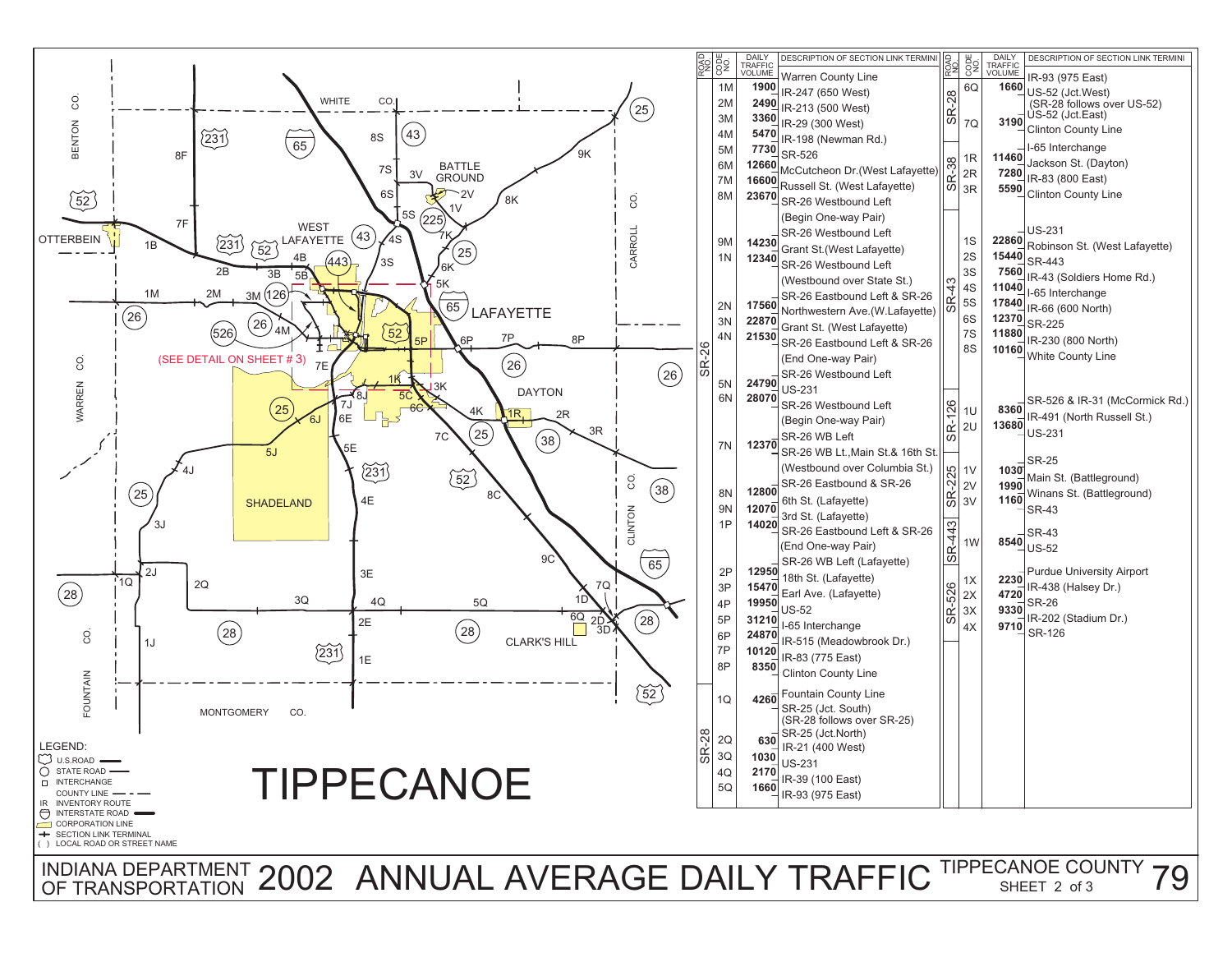# INDIANA DEPARTMENT OF TRANSPORTATION 2002 ANNUAL AVERAGE DAILY TRAFFIC

## TIPPECANOE COUNTY — SHEET 2 of 3

| ROAD NO. | CODE NO. | DAILY TRAFFIC VOLUME | DESCRIPTION OF SECTION LINK TERMINI |
|---|---|---|---|
| SR-26 | | | Warren County Line |
| | 1M | 1900 | IR-247 (650 West) |
| | 2M | 2490 | IR-213 (500 West) |
| | 3M | 3360 | IR-29 (300 West) |
| | 4M | 5470 | IR-198 (Newman Rd.) |
| | 5M | 7730 | SR-526 |
| | 6M | 12660 | McCutcheon Dr.(West Lafayette) |
| | 7M | 16600 | Russell St. (West Lafayette) |
| | 8M | 23670 | SR-26 Westbound Left (Begin One-way Pair) |
| | 9M | 14230 | SR-26 Westbound Left |
| | 1N | 12340 | Grant St.(West Lafayette) |
| | | | SR-26 Westbound Left (Westbound over State St.) |
| | 2N | 17560 | SR-26 Eastbound Left & SR-26 |
| | 3N | 22870 | Northwestern Ave.(W.Lafayette) |
| | 4N | 21530 | Grant St. (West Lafayette) |
| | | | SR-26 Eastbound Left & SR-26 (End One-way Pair) |
| | 5N | 24790 | SR-26 Westbound Left |
| | 6N | 28070 | US-231 |
| | | | SR-26 Westbound Left (Begin One-way Pair) |
| | 7N | 12370 | SR-26 WB Left |
| | | | SR-26 WB Lt.,Main St.& 16th St. (Westbound over Columbia St.) |
| | 8N | 12800 | SR-26 Eastbound & SR-26 |
| | 9N | 12070 | 6th St. (Lafayette) |
| | 1P | 14020 | 3rd St. (Lafayette) |
| | | | SR-26 Eastbound Left & SR-26 (End One-way Pair) |
| | 2P | 12950 | SR-26 WB Left (Lafayette) |
| | 3P | 15470 | 18th St. (Lafayette) |
| | 4P | 19950 | Earl Ave. (Lafayette) |
| | 5P | 31210 | US-52 |
| | 6P | 24870 | I-65 Interchange |
| | 7P | 10120 | IR-515 (Meadowbrook Dr.) |
| | 8P | 8350 | IR-83 (775 East) |
| | | | Clinton County Line |
| SR-28 | | | Fountain County Line |
| | 1Q | 4260 | SR-25 (Jct. South) (SR-28 follows over SR-25) |
| | 2Q | 630 | SR-25 (Jct.North) |
| | 3Q | 1030 | IR-21 (400 West) |
| | 4Q | 2170 | US-231 |
| | 5Q | 1660 | IR-39 (100 East) |
| | | | IR-93 (975 East) |

| ROAD NO. | CODE NO. | DAILY TRAFFIC VOLUME | DESCRIPTION OF SECTION LINK TERMINI |
|---|---|---|---|
| SR-28 | | | IR-93 (975 East) |
| | 6Q | 1660 | US-52 (Jct.West) (SR-28 follows over US-52) |
| | 7Q | 3190 | US-52 (Jct.East) |
| | | | Clinton County Line |
| SR-38 | | | I-65 Interchange |
| | 1R | 11460 | Jackson St. (Dayton) |
| | 2R | 7280 | IR-83 (800 East) |
| | 3R | 5590 | Clinton County Line |
| SR-43 | | | US-231 |
| | 1S | 22860 | Robinson St. (West Lafayette) |
| | 2S | 15440 | SR-443 |
| | 3S | 7560 | IR-43 (Soldiers Home Rd.) |
| | 4S | 11040 | I-65 Interchange |
| | 5S | 17840 | IR-66 (600 North) |
| | 6S | 12370 | SR-225 |
| | 7S | 11880 | IR-230 (800 North) |
| | 8S | 10160 | White County Line |
| SR-126 | | | SR-526 & IR-31 (McCormick Rd.) |
| | 1U | 8360 | IR-491 (North Russell St.) |
| | 2U | 13680 | US-231 |
| SR-225 | | | SR-25 |
| | 1V | 1030 | Main St. (Battleground) |
| | 2V | 1990 | Winans St. (Battleground) |
| | 3V | 1160 | SR-43 |
| SR-443 | | | SR-43 |
| | 1W | 8540 | US-52 |
| SR-526 | | | Purdue University Airport |
| | 1X | 2230 | IR-438 (Halsey Dr.) |
| | 2X | 4720 | SR-26 |
| | 3X | 9330 | IR-202 (Stadium Dr.) |
| | 4X | 9710 | SR-126 |

LEGEND:
- U.S.ROAD
- STATE ROAD
- INTERCHANGE
- COUNTY LINE
- IR INVENTORY ROUTE
- INTERSTATE ROAD
- CORPORATION LINE
- SECTION LINK TERMINAL
- ( ) LOCAL ROAD OR STREET NAME

(SEE DETAIL ON SHEET # 3)

TIPPECANOE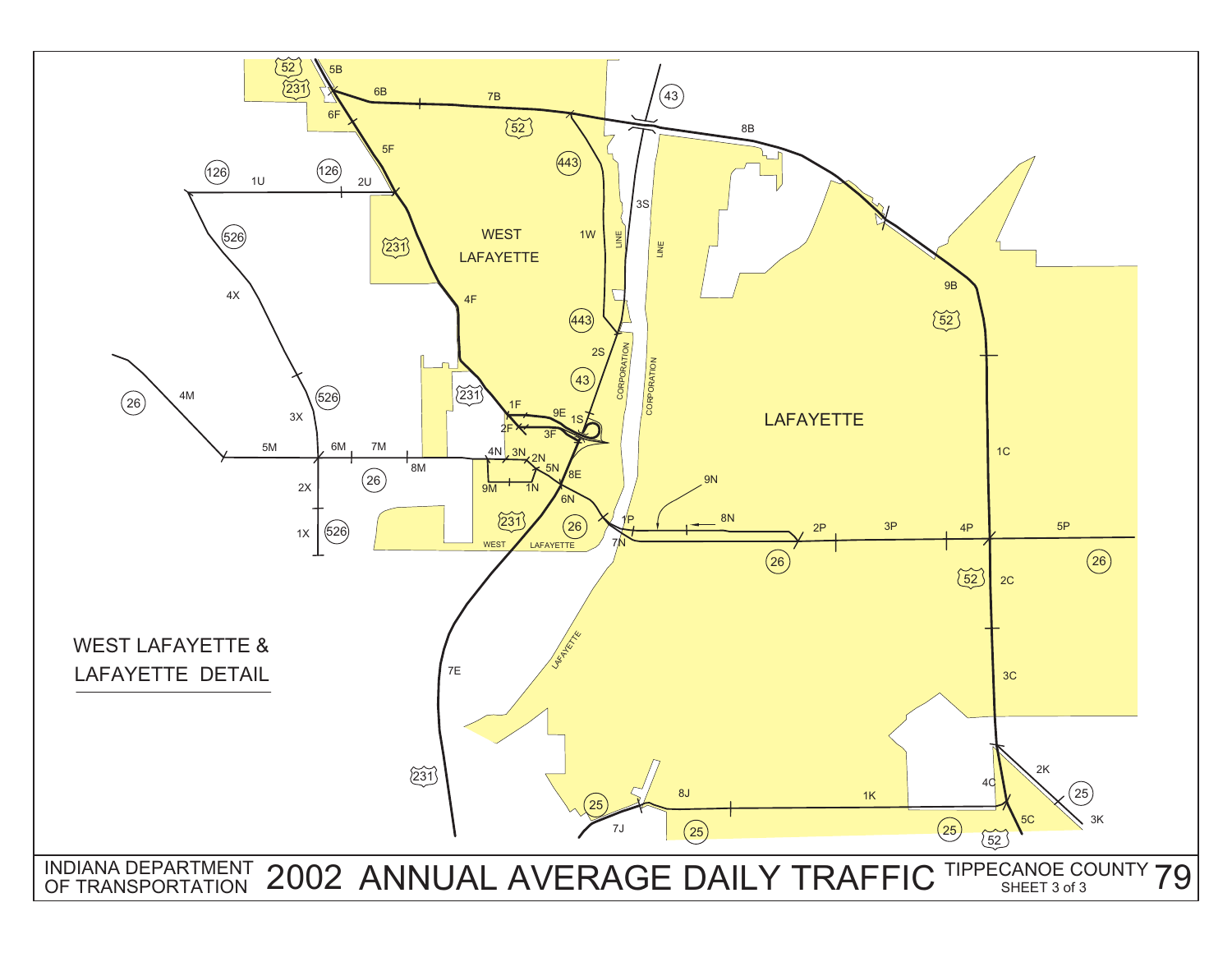WEST LAFAYETTE &
LAFAYETTE DETAIL

WEST
LAFAYETTE

LAFAYETTE

52
231
5B
6B
7B
6F
52
8B
43
5F
443
3S
126
1U
126
2U
1W
LINE
LINE
526
231
4X
4F
9B
443
52
2S
CORPORATION
CORPORATION
43
26
4M
526
231
1F
9E
1S
3X
2F
3F
1C
5M
6M
7M
4N
3N
2N
8M
5N
8E
26
2X
9M
1N
9N
6N
231
26
8N
1X
526
1P
2P
3P
4P
5P
WEST
LAFAYETTE
7N
26
26
52
2C
LAFAYETTE
7E
3C
231
2K
4C
25
8J
1K
25
7J
25
25
5C
3K
52

# INDIANA DEPARTMENT OF TRANSPORTATION 2002 ANNUAL AVERAGE DAILY TRAFFIC

TIPPECANOE COUNTY
SHEET 3 of 3
79